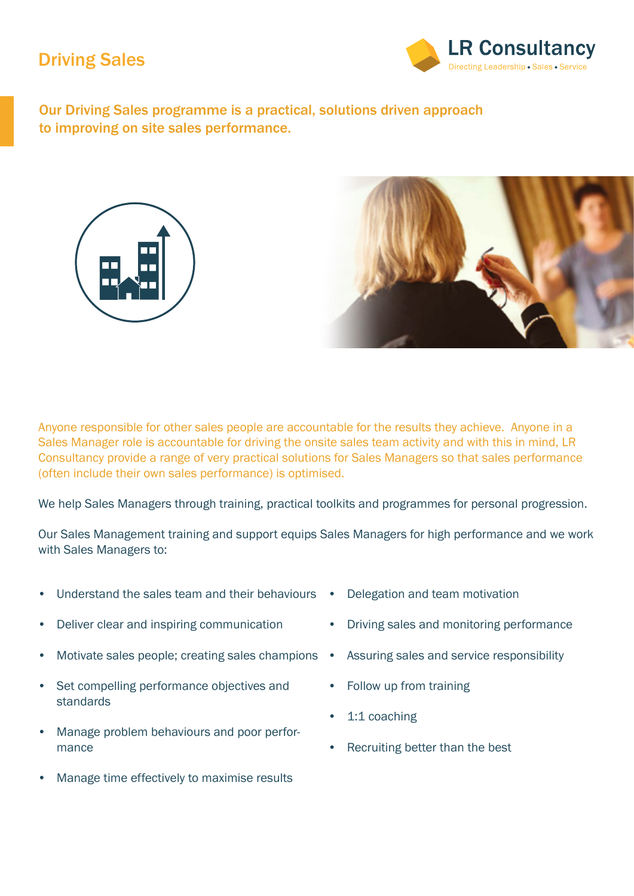# Driving Sales

LR Consultancy
Directing Leadership • Sales • Service

## Our Driving Sales programme is a practical, solutions driven approach to improving on site sales performance.

Anyone responsible for other sales people are accountable for the results they achieve. Anyone in a Sales Manager role is accountable for driving the onsite sales team activity and with this in mind, LR Consultancy provide a range of very practical solutions for Sales Managers so that sales performance (often include their own sales performance) is optimised.

We help Sales Managers through training, practical toolkits and programmes for personal progression.

Our Sales Management training and support equips Sales Managers for high performance and we work with Sales Managers to:

- Understand the sales team and their behaviours
- Deliver clear and inspiring communication
- Motivate sales people; creating sales champions
- Set compelling performance objectives and standards
- Manage problem behaviours and poor performance
- Manage time effectively to maximise results
- Delegation and team motivation
- Driving sales and monitoring performance
- Assuring sales and service responsibility
- Follow up from training
- 1:1 coaching
- Recruiting better than the best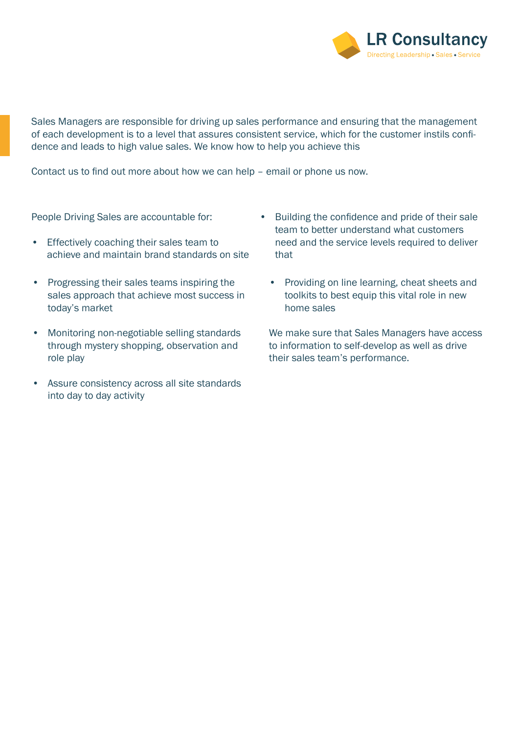Sales Managers are responsible for driving up sales performance and ensuring that the management of each development is to a level that assures consistent service, which for the customer instils confidence and leads to high value sales. We know how to help you achieve this

Contact us to find out more about how we can help – email or phone us now.

People Driving Sales are accountable for:

- Effectively coaching their sales team to achieve and maintain brand standards on site
- Progressing their sales teams inspiring the sales approach that achieve most success in today's market
- Monitoring non-negotiable selling standards through mystery shopping, observation and role play
- Assure consistency across all site standards into day to day activity
- Building the confidence and pride of their sale team to better understand what customers need and the service levels required to deliver that
- Providing on line learning, cheat sheets and toolkits to best equip this vital role in new home sales

We make sure that Sales Managers have access to information to self-develop as well as drive their sales team's performance.